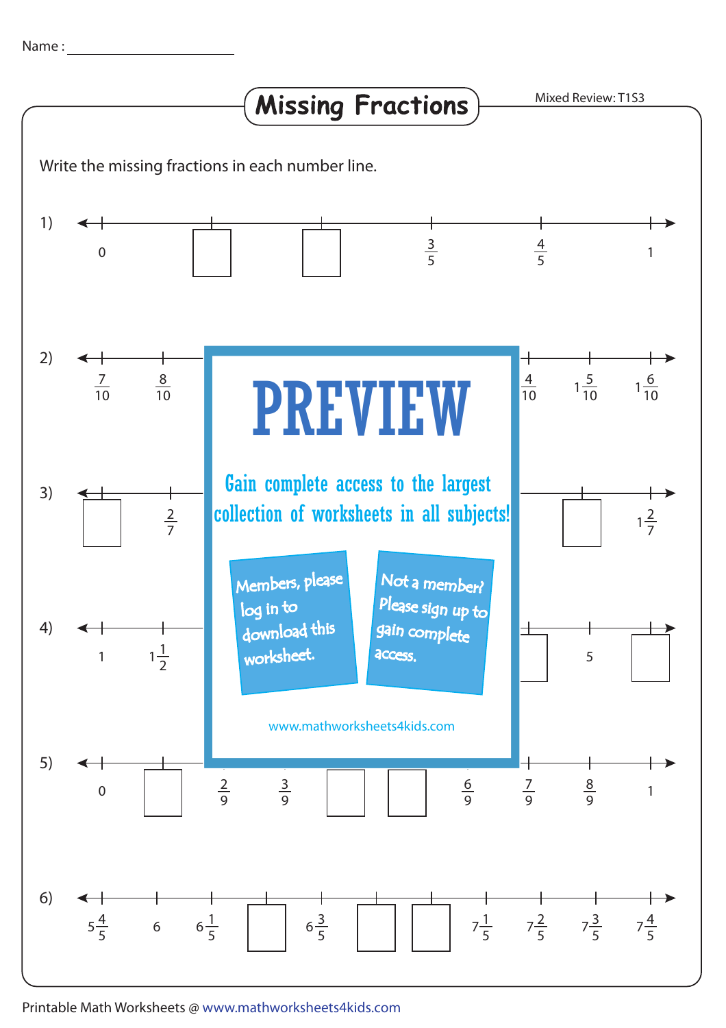Name : ____________________

# Missing Fractions

Mixed Review: T1S3

Write the missing fractions in each number line.

1) $0$, ☐, ☐, $\frac{3}{5}$, $\frac{4}{5}$, $1$

2) $\frac{7}{10}$, $\frac{8}{10}$, … $\frac{4}{10}$, $1\frac{5}{10}$, $1\frac{6}{10}$

3) ☐, $\frac{2}{7}$, … ☐, $1\frac{2}{7}$

4) $1$, $1\frac{1}{2}$, … ☐, $5$, ☐

5) $0$, ☐, $\frac{2}{9}$, $\frac{3}{9}$, ☐, ☐, $\frac{6}{9}$, $\frac{7}{9}$, $\frac{8}{9}$, $1$

6) $5\frac{4}{5}$, $6$, $6\frac{1}{5}$, ☐, $6\frac{3}{5}$, ☐, ☐, $7\frac{1}{5}$, $7\frac{2}{5}$, $7\frac{3}{5}$, $7\frac{4}{5}$

PREVIEW

Gain complete access to the largest collection of worksheets in all subjects!

Members, please log in to download this worksheet.

Not a member? Please sign up to gain complete access.

www.mathworksheets4kids.com

Printable Math Worksheets @ www.mathworksheets4kids.com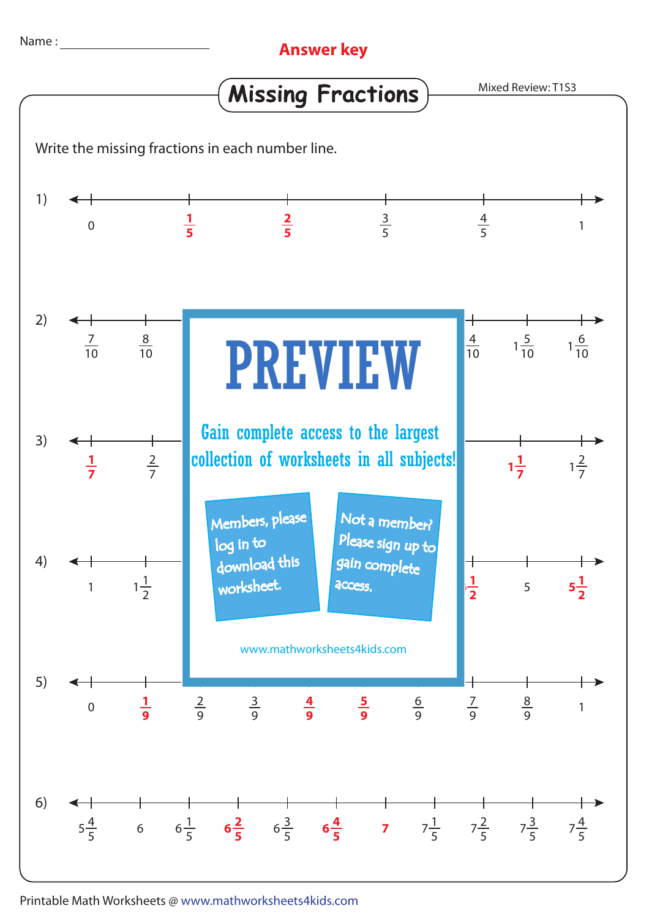Name : ______________________

**Answer key**

# Missing Fractions

Mixed Review: T1S3

Write the missing fractions in each number line.

1) $0$, $\frac{1}{5}$, $\frac{2}{5}$, $\frac{3}{5}$, $\frac{4}{5}$, $1$

2) $\frac{7}{10}$, $\frac{8}{10}$ ... $\frac{4}{10}$, $1\frac{5}{10}$, $1\frac{6}{10}$

3) $\frac{1}{7}$, $\frac{2}{7}$ ... $1\frac{1}{7}$, $1\frac{2}{7}$

4) $1$, $1\frac{1}{2}$ ... $\frac{1}{2}$, $5$, $5\frac{1}{2}$

5) $0$, $\frac{1}{9}$, $\frac{2}{9}$, $\frac{3}{9}$, $\frac{4}{9}$, $\frac{5}{9}$, $\frac{6}{9}$, $\frac{7}{9}$, $\frac{8}{9}$, $1$

6) $5\frac{4}{5}$, $6$, $6\frac{1}{5}$, $6\frac{2}{5}$, $6\frac{3}{5}$, $6\frac{4}{5}$, $7$, $7\frac{1}{5}$, $7\frac{2}{5}$, $7\frac{3}{5}$, $7\frac{4}{5}$

PREVIEW

Gain complete access to the largest collection of worksheets in all subjects!

Members, please log in to download this worksheet.

Not a member? Please sign up to gain complete access.

www.mathworksheets4kids.com

Printable Math Worksheets @ www.mathworksheets4kids.com